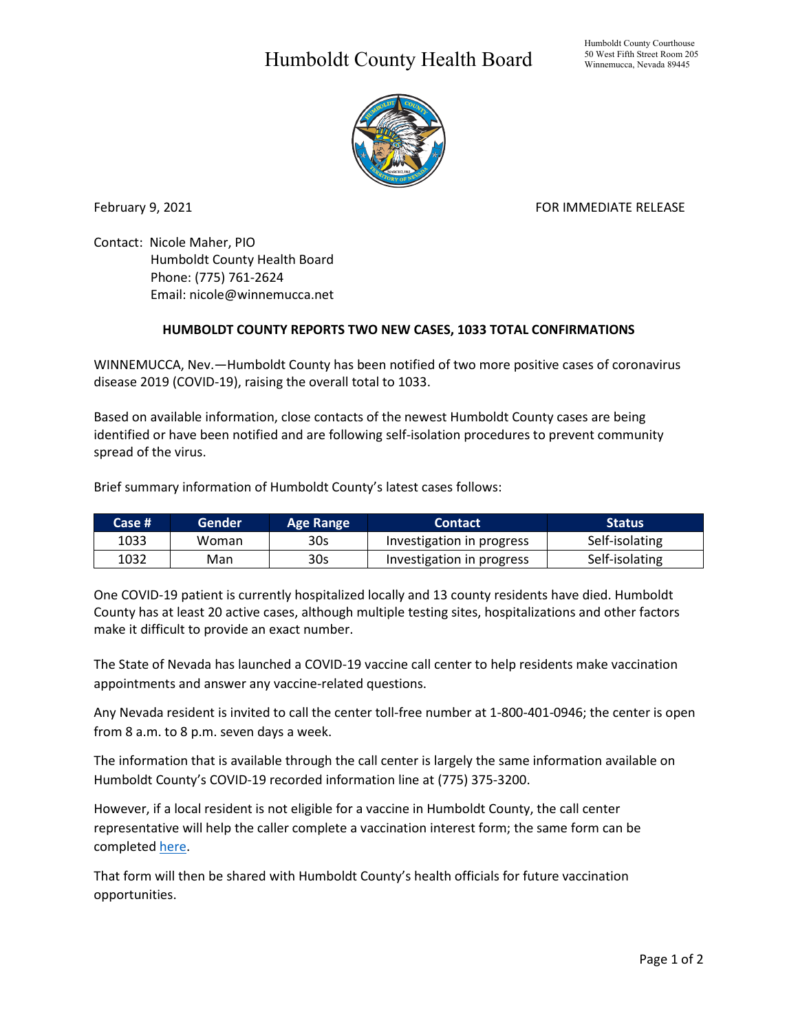# Humboldt County Health Board

Humboldt County Courthouse
50 West Fifth Street Room 205
Winnemucca, Nevada 89445

February 9, 2021

FOR IMMEDIATE RELEASE

Contact: Nicole Maher, PIO
Humboldt County Health Board
Phone: (775) 761-2624
Email: nicole@winnemucca.net

**HUMBOLDT COUNTY REPORTS TWO NEW CASES, 1033 TOTAL CONFIRMATIONS**

WINNEMUCCA, Nev.—Humboldt County has been notified of two more positive cases of coronavirus disease 2019 (COVID-19), raising the overall total to 1033.

Based on available information, close contacts of the newest Humboldt County cases are being identified or have been notified and are following self-isolation procedures to prevent community spread of the virus.

Brief summary information of Humboldt County's latest cases follows:

| Case # | Gender | Age Range | Contact | Status |
|---|---|---|---|---|
| 1033 | Woman | 30s | Investigation in progress | Self-isolating |
| 1032 | Man | 30s | Investigation in progress | Self-isolating |

One COVID-19 patient is currently hospitalized locally and 13 county residents have died. Humboldt County has at least 20 active cases, although multiple testing sites, hospitalizations and other factors make it difficult to provide an exact number.

The State of Nevada has launched a COVID-19 vaccine call center to help residents make vaccination appointments and answer any vaccine-related questions.

Any Nevada resident is invited to call the center toll-free number at 1-800-401-0946; the center is open from 8 a.m. to 8 p.m. seven days a week.

The information that is available through the call center is largely the same information available on Humboldt County's COVID-19 recorded information line at (775) 375-3200.

However, if a local resident is not eligible for a vaccine in Humboldt County, the call center representative will help the caller complete a vaccination interest form; the same form can be completed here.

That form will then be shared with Humboldt County's health officials for future vaccination opportunities.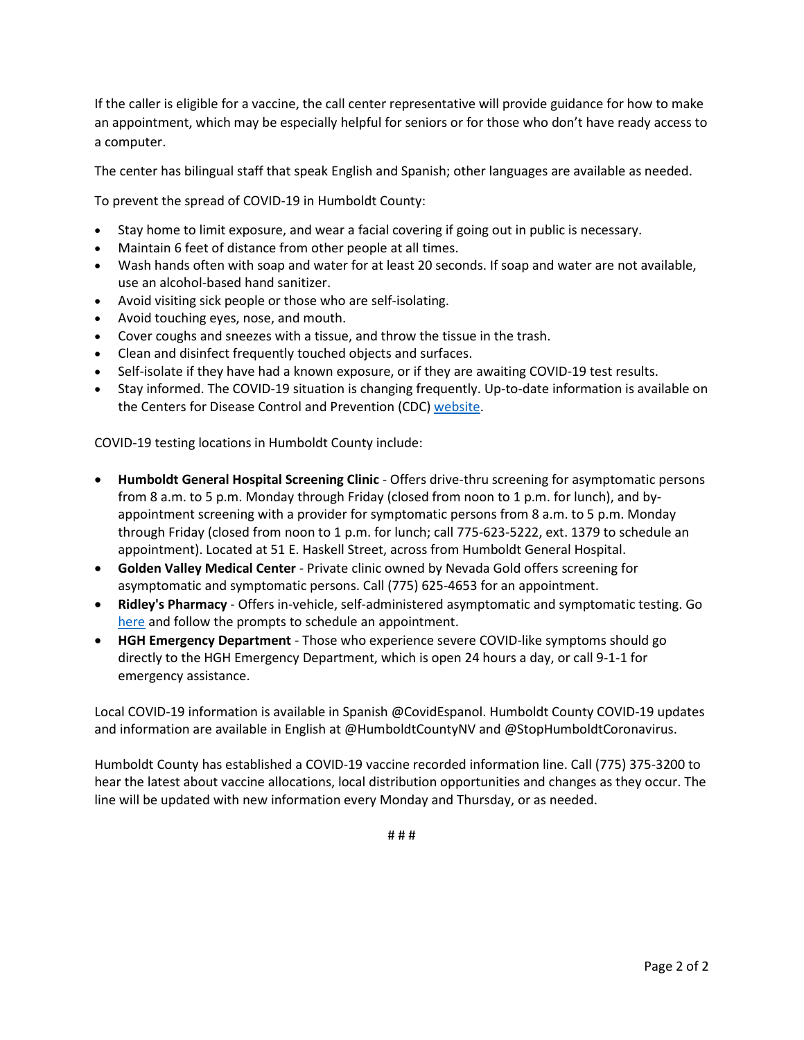If the caller is eligible for a vaccine, the call center representative will provide guidance for how to make an appointment, which may be especially helpful for seniors or for those who don't have ready access to a computer.

The center has bilingual staff that speak English and Spanish; other languages are available as needed.

To prevent the spread of COVID-19 in Humboldt County:

- Stay home to limit exposure, and wear a facial covering if going out in public is necessary.
- Maintain 6 feet of distance from other people at all times.
- Wash hands often with soap and water for at least 20 seconds. If soap and water are not available, use an alcohol-based hand sanitizer.
- Avoid visiting sick people or those who are self-isolating.
- Avoid touching eyes, nose, and mouth.
- Cover coughs and sneezes with a tissue, and throw the tissue in the trash.
- Clean and disinfect frequently touched objects and surfaces.
- Self-isolate if they have had a known exposure, or if they are awaiting COVID-19 test results.
- Stay informed. The COVID-19 situation is changing frequently. Up-to-date information is available on the Centers for Disease Control and Prevention (CDC) website.

COVID-19 testing locations in Humboldt County include:

- **Humboldt General Hospital Screening Clinic** - Offers drive-thru screening for asymptomatic persons from 8 a.m. to 5 p.m. Monday through Friday (closed from noon to 1 p.m. for lunch), and by-appointment screening with a provider for symptomatic persons from 8 a.m. to 5 p.m. Monday through Friday (closed from noon to 1 p.m. for lunch; call 775-623-5222, ext. 1379 to schedule an appointment). Located at 51 E. Haskell Street, across from Humboldt General Hospital.
- **Golden Valley Medical Center** - Private clinic owned by Nevada Gold offers screening for asymptomatic and symptomatic persons. Call (775) 625-4653 for an appointment.
- **Ridley's Pharmacy** - Offers in-vehicle, self-administered asymptomatic and symptomatic testing. Go here and follow the prompts to schedule an appointment.
- **HGH Emergency Department** - Those who experience severe COVID-like symptoms should go directly to the HGH Emergency Department, which is open 24 hours a day, or call 9-1-1 for emergency assistance.

Local COVID-19 information is available in Spanish @CovidEspanol. Humboldt County COVID-19 updates and information are available in English at @HumboldtCountyNV and @StopHumboldtCoronavirus.

Humboldt County has established a COVID-19 vaccine recorded information line. Call (775) 375-3200 to hear the latest about vaccine allocations, local distribution opportunities and changes as they occur. The line will be updated with new information every Monday and Thursday, or as needed.

# # #